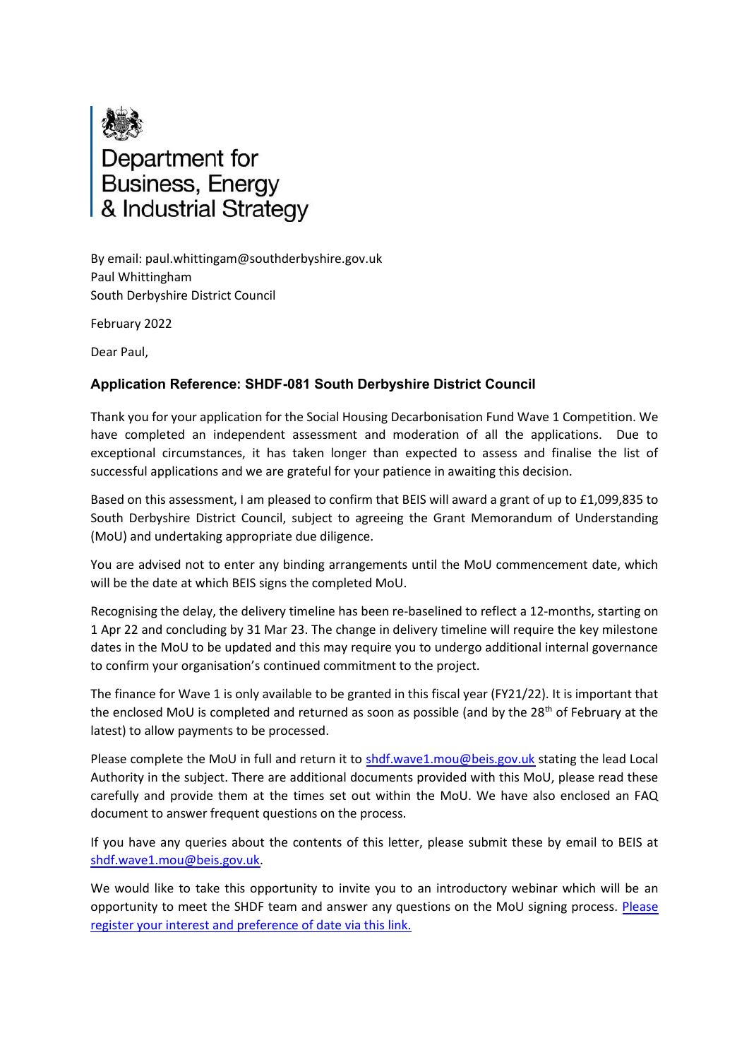Department for Business, Energy & Industrial Strategy

By email: paul.whittingam@southderbyshire.gov.uk
Paul Whittingham
South Derbyshire District Council

February 2022

Dear Paul,

**Application Reference: SHDF-081 South Derbyshire District Council**

Thank you for your application for the Social Housing Decarbonisation Fund Wave 1 Competition. We have completed an independent assessment and moderation of all the applications. Due to exceptional circumstances, it has taken longer than expected to assess and finalise the list of successful applications and we are grateful for your patience in awaiting this decision.

Based on this assessment, I am pleased to confirm that BEIS will award a grant of up to £1,099,835 to South Derbyshire District Council, subject to agreeing the Grant Memorandum of Understanding (MoU) and undertaking appropriate due diligence.

You are advised not to enter any binding arrangements until the MoU commencement date, which will be the date at which BEIS signs the completed MoU.

Recognising the delay, the delivery timeline has been re-baselined to reflect a 12-months, starting on 1 Apr 22 and concluding by 31 Mar 23. The change in delivery timeline will require the key milestone dates in the MoU to be updated and this may require you to undergo additional internal governance to confirm your organisation's continued commitment to the project.

The finance for Wave 1 is only available to be granted in this fiscal year (FY21/22). It is important that the enclosed MoU is completed and returned as soon as possible (and by the 28th of February at the latest) to allow payments to be processed.

Please complete the MoU in full and return it to shdf.wave1.mou@beis.gov.uk stating the lead Local Authority in the subject. There are additional documents provided with this MoU, please read these carefully and provide them at the times set out within the MoU. We have also enclosed an FAQ document to answer frequent questions on the process.

If you have any queries about the contents of this letter, please submit these by email to BEIS at shdf.wave1.mou@beis.gov.uk.

We would like to take this opportunity to invite you to an introductory webinar which will be an opportunity to meet the SHDF team and answer any questions on the MoU signing process. Please register your interest and preference of date via this link.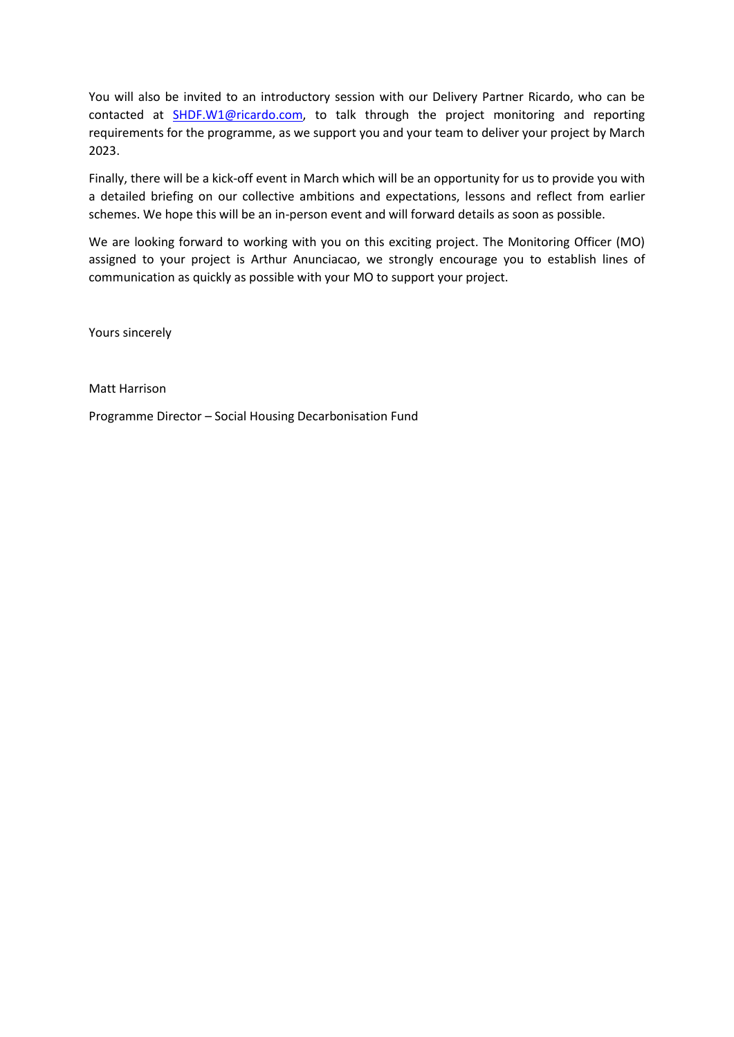You will also be invited to an introductory session with our Delivery Partner Ricardo, who can be contacted at SHDF.W1@ricardo.com, to talk through the project monitoring and reporting requirements for the programme, as we support you and your team to deliver your project by March 2023.

Finally, there will be a kick-off event in March which will be an opportunity for us to provide you with a detailed briefing on our collective ambitions and expectations, lessons and reflect from earlier schemes. We hope this will be an in-person event and will forward details as soon as possible.

We are looking forward to working with you on this exciting project. The Monitoring Officer (MO) assigned to your project is Arthur Anunciacao, we strongly encourage you to establish lines of communication as quickly as possible with your MO to support your project.

Yours sincerely

Matt Harrison

Programme Director – Social Housing Decarbonisation Fund